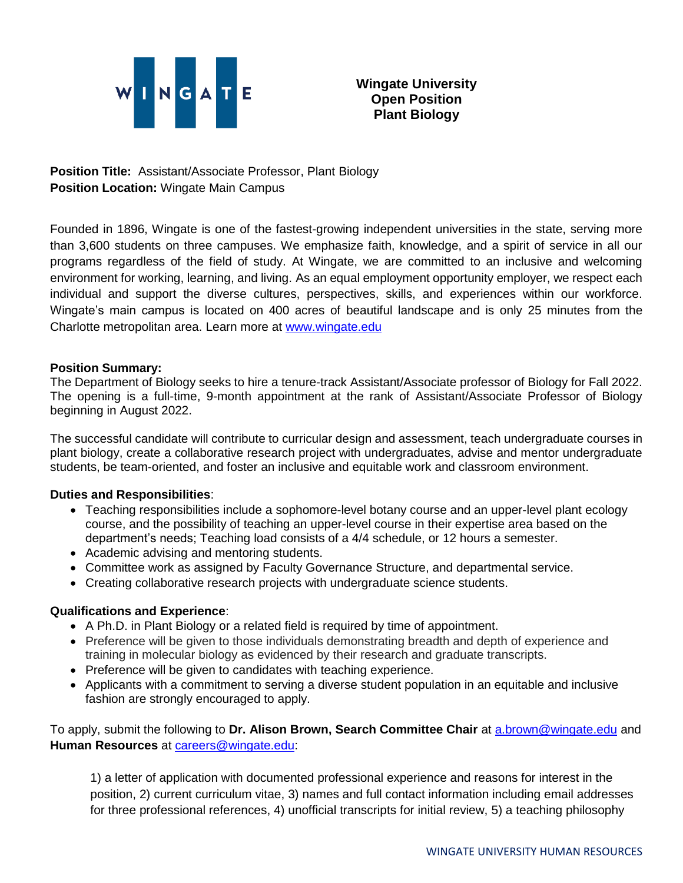# Wingate University
## Open Position
## Plant Biology

**Position Title:** Assistant/Associate Professor, Plant Biology
**Position Location:** Wingate Main Campus

Founded in 1896, Wingate is one of the fastest-growing independent universities in the state, serving more than 3,600 students on three campuses. We emphasize faith, knowledge, and a spirit of service in all our programs regardless of the field of study. At Wingate, we are committed to an inclusive and welcoming environment for working, learning, and living. As an equal employment opportunity employer, we respect each individual and support the diverse cultures, perspectives, skills, and experiences within our workforce. Wingate's main campus is located on 400 acres of beautiful landscape and is only 25 minutes from the Charlotte metropolitan area. Learn more at [www.wingate.edu](http://www.wingate.edu)

**Position Summary:**
The Department of Biology seeks to hire a tenure-track Assistant/Associate professor of Biology for Fall 2022. The opening is a full-time, 9-month appointment at the rank of Assistant/Associate Professor of Biology beginning in August 2022.

The successful candidate will contribute to curricular design and assessment, teach undergraduate courses in plant biology, create a collaborative research project with undergraduates, advise and mentor undergraduate students, be team-oriented, and foster an inclusive and equitable work and classroom environment.

**Duties and Responsibilities**:

- Teaching responsibilities include a sophomore-level botany course and an upper-level plant ecology course, and the possibility of teaching an upper-level course in their expertise area based on the department's needs; Teaching load consists of a 4/4 schedule, or 12 hours a semester.
- Academic advising and mentoring students.
- Committee work as assigned by Faculty Governance Structure, and departmental service.
- Creating collaborative research projects with undergraduate science students.

**Qualifications and Experience**:

- A Ph.D. in Plant Biology or a related field is required by time of appointment.
- Preference will be given to those individuals demonstrating breadth and depth of experience and training in molecular biology as evidenced by their research and graduate transcripts.
- Preference will be given to candidates with teaching experience.
- Applicants with a commitment to serving a diverse student population in an equitable and inclusive fashion are strongly encouraged to apply.

To apply, submit the following to **Dr. Alison Brown, Search Committee Chair** at [a.brown@wingate.edu](mailto:a.brown@wingate.edu) and **Human Resources** at [careers@wingate.edu](mailto:careers@wingate.edu):

> 1) a letter of application with documented professional experience and reasons for interest in the position, 2) current curriculum vitae, 3) names and full contact information including email addresses for three professional references, 4) unofficial transcripts for initial review, 5) a teaching philosophy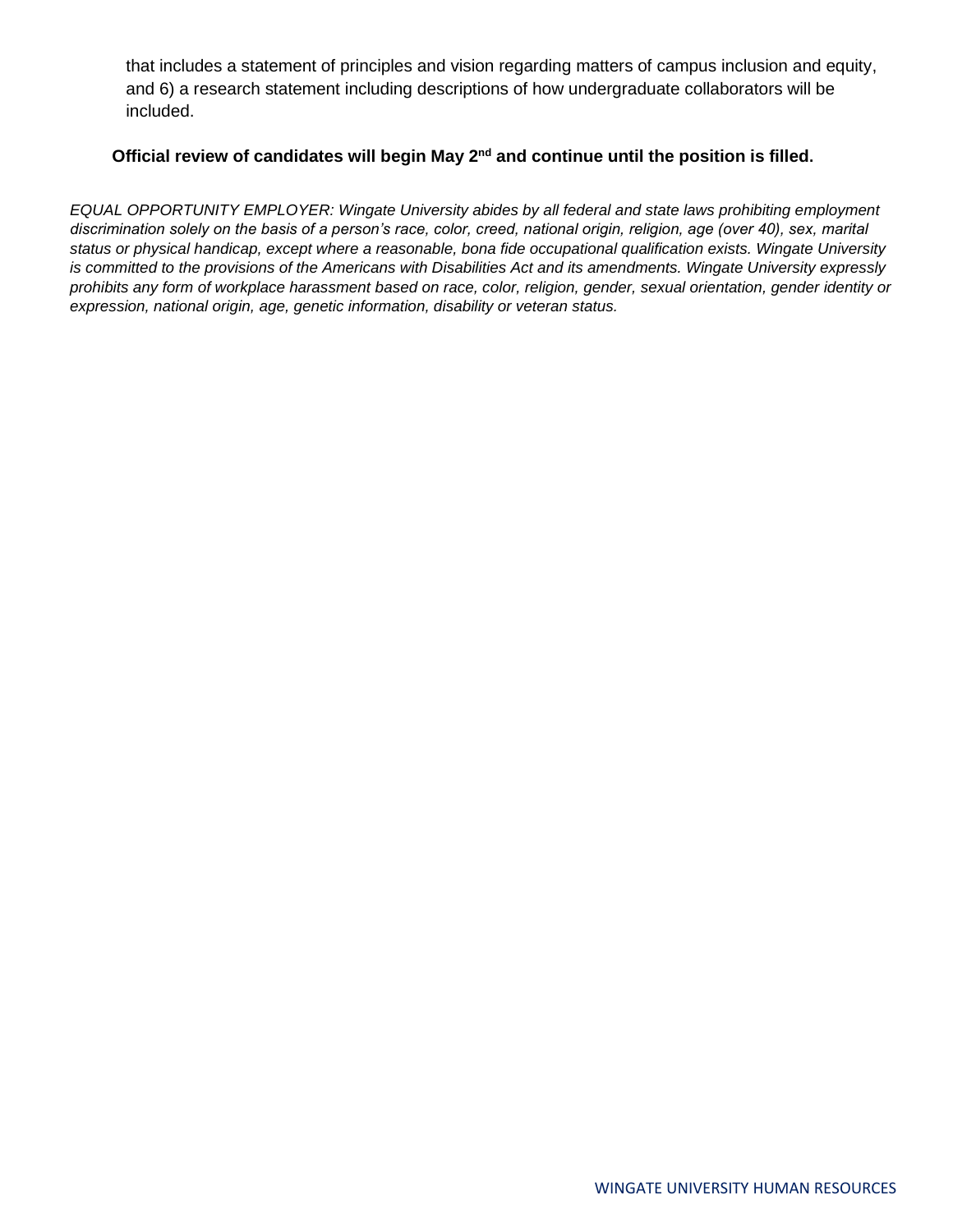that includes a statement of principles and vision regarding matters of campus inclusion and equity, and 6) a research statement including descriptions of how undergraduate collaborators will be included.

**Official review of candidates will begin May 2nd and continue until the position is filled.**

*EQUAL OPPORTUNITY EMPLOYER: Wingate University abides by all federal and state laws prohibiting employment discrimination solely on the basis of a person's race, color, creed, national origin, religion, age (over 40), sex, marital status or physical handicap, except where a reasonable, bona fide occupational qualification exists. Wingate University is committed to the provisions of the Americans with Disabilities Act and its amendments. Wingate University expressly prohibits any form of workplace harassment based on race, color, religion, gender, sexual orientation, gender identity or expression, national origin, age, genetic information, disability or veteran status.*